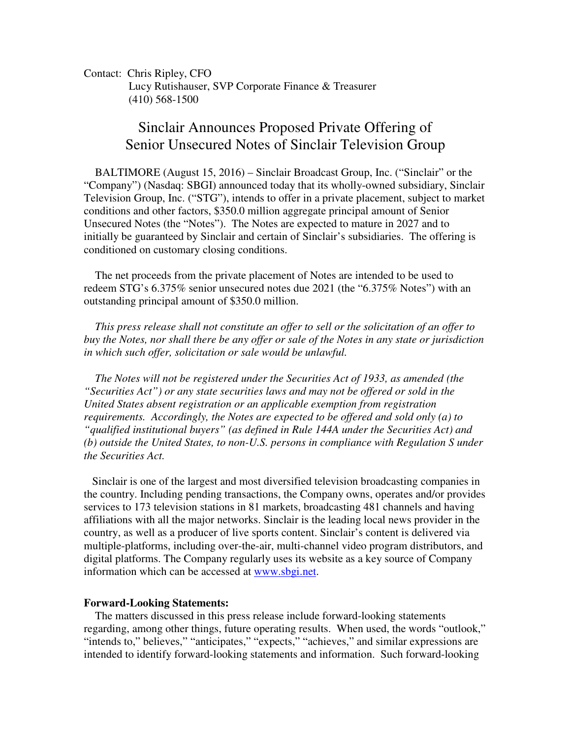Contact: Chris Ripley, CFO
Lucy Rutishauser, SVP Corporate Finance & Treasurer
(410) 568-1500

# Sinclair Announces Proposed Private Offering of Senior Unsecured Notes of Sinclair Television Group

BALTIMORE (August 15, 2016) – Sinclair Broadcast Group, Inc. ("Sinclair" or the "Company") (Nasdaq: SBGI) announced today that its wholly-owned subsidiary, Sinclair Television Group, Inc. ("STG"), intends to offer in a private placement, subject to market conditions and other factors, $350.0 million aggregate principal amount of Senior Unsecured Notes (the "Notes"). The Notes are expected to mature in 2027 and to initially be guaranteed by Sinclair and certain of Sinclair's subsidiaries. The offering is conditioned on customary closing conditions.

The net proceeds from the private placement of Notes are intended to be used to redeem STG's 6.375% senior unsecured notes due 2021 (the "6.375% Notes") with an outstanding principal amount of $350.0 million.

*This press release shall not constitute an offer to sell or the solicitation of an offer to buy the Notes, nor shall there be any offer or sale of the Notes in any state or jurisdiction in which such offer, solicitation or sale would be unlawful.*

*The Notes will not be registered under the Securities Act of 1933, as amended (the "Securities Act") or any state securities laws and may not be offered or sold in the United States absent registration or an applicable exemption from registration requirements. Accordingly, the Notes are expected to be offered and sold only (a) to "qualified institutional buyers" (as defined in Rule 144A under the Securities Act) and (b) outside the United States, to non-U.S. persons in compliance with Regulation S under the Securities Act.*

Sinclair is one of the largest and most diversified television broadcasting companies in the country. Including pending transactions, the Company owns, operates and/or provides services to 173 television stations in 81 markets, broadcasting 481 channels and having affiliations with all the major networks. Sinclair is the leading local news provider in the country, as well as a producer of live sports content. Sinclair's content is delivered via multiple-platforms, including over-the-air, multi-channel video program distributors, and digital platforms. The Company regularly uses its website as a key source of Company information which can be accessed at www.sbgi.net.

**Forward-Looking Statements:**

The matters discussed in this press release include forward-looking statements regarding, among other things, future operating results. When used, the words "outlook," "intends to," believes," "anticipates," "expects," "achieves," and similar expressions are intended to identify forward-looking statements and information. Such forward-looking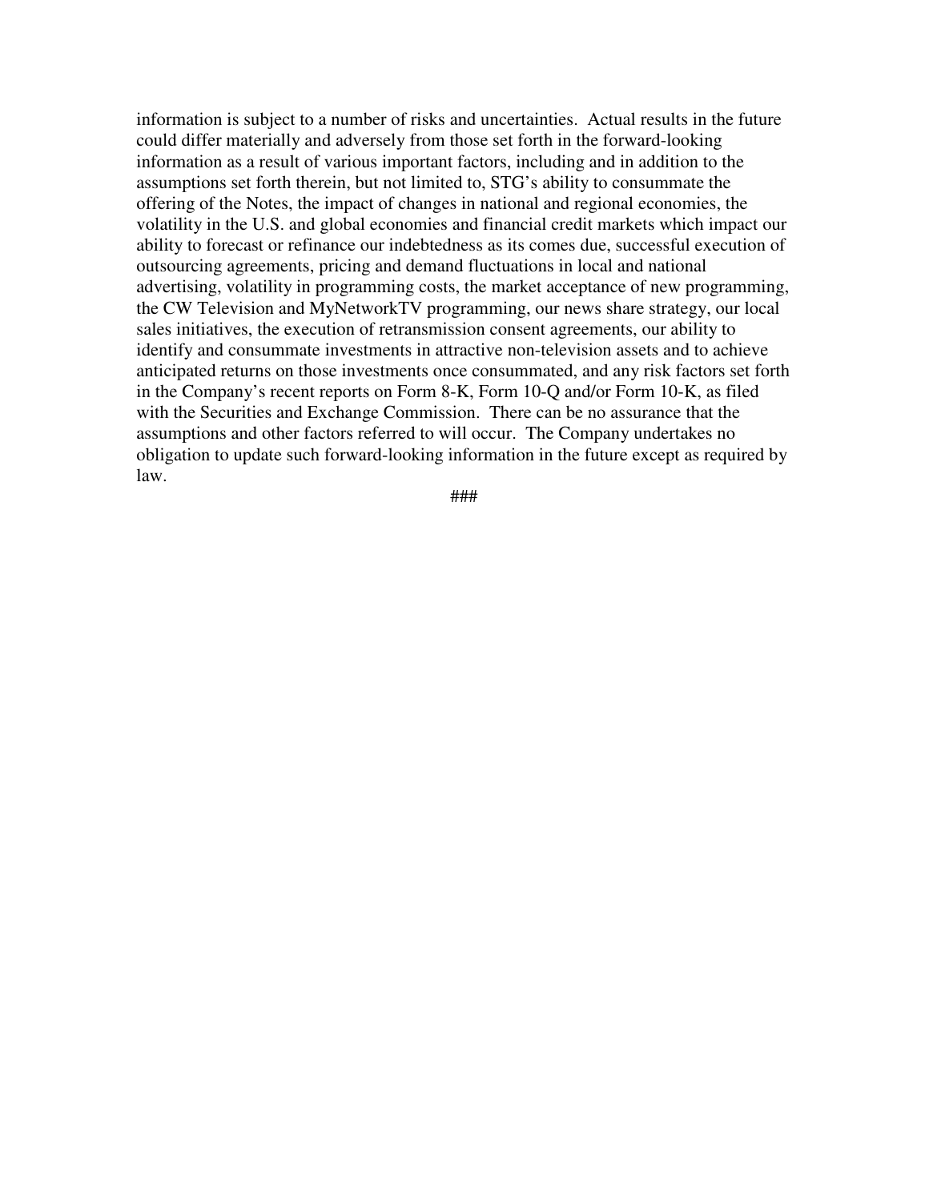information is subject to a number of risks and uncertainties. Actual results in the future could differ materially and adversely from those set forth in the forward-looking information as a result of various important factors, including and in addition to the assumptions set forth therein, but not limited to, STG's ability to consummate the offering of the Notes, the impact of changes in national and regional economies, the volatility in the U.S. and global economies and financial credit markets which impact our ability to forecast or refinance our indebtedness as its comes due, successful execution of outsourcing agreements, pricing and demand fluctuations in local and national advertising, volatility in programming costs, the market acceptance of new programming, the CW Television and MyNetworkTV programming, our news share strategy, our local sales initiatives, the execution of retransmission consent agreements, our ability to identify and consummate investments in attractive non-television assets and to achieve anticipated returns on those investments once consummated, and any risk factors set forth in the Company's recent reports on Form 8-K, Form 10-Q and/or Form 10-K, as filed with the Securities and Exchange Commission. There can be no assurance that the assumptions and other factors referred to will occur. The Company undertakes no obligation to update such forward-looking information in the future except as required by law.

###